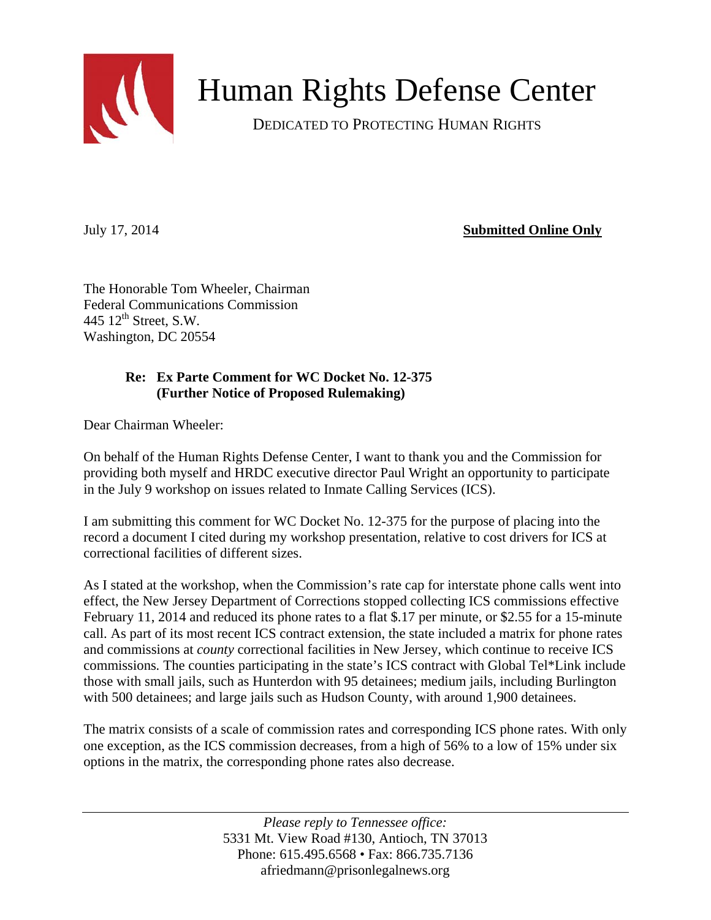# Human Rights Defense Center

DEDICATED TO PROTECTING HUMAN RIGHTS

July 17, 2014 **Submitted Online Only**

The Honorable Tom Wheeler, Chairman
Federal Communications Commission
445 12th Street, S.W.
Washington, DC 20554

**Re: Ex Parte Comment for WC Docket No. 12-375 (Further Notice of Proposed Rulemaking)**

Dear Chairman Wheeler:

On behalf of the Human Rights Defense Center, I want to thank you and the Commission for providing both myself and HRDC executive director Paul Wright an opportunity to participate in the July 9 workshop on issues related to Inmate Calling Services (ICS).

I am submitting this comment for WC Docket No. 12-375 for the purpose of placing into the record a document I cited during my workshop presentation, relative to cost drivers for ICS at correctional facilities of different sizes.

As I stated at the workshop, when the Commission's rate cap for interstate phone calls went into effect, the New Jersey Department of Corrections stopped collecting ICS commissions effective February 11, 2014 and reduced its phone rates to a flat $.17 per minute, or $2.55 for a 15-minute call. As part of its most recent ICS contract extension, the state included a matrix for phone rates and commissions at *county* correctional facilities in New Jersey, which continue to receive ICS commissions. The counties participating in the state's ICS contract with Global Tel*Link include those with small jails, such as Hunterdon with 95 detainees; medium jails, including Burlington with 500 detainees; and large jails such as Hudson County, with around 1,900 detainees.

The matrix consists of a scale of commission rates and corresponding ICS phone rates. With only one exception, as the ICS commission decreases, from a high of 56% to a low of 15% under six options in the matrix, the corresponding phone rates also decrease.

*Please reply to Tennessee office:*
5331 Mt. View Road #130, Antioch, TN 37013
Phone: 615.495.6568 • Fax: 866.735.7136
afriedmann@prisonlegalnews.org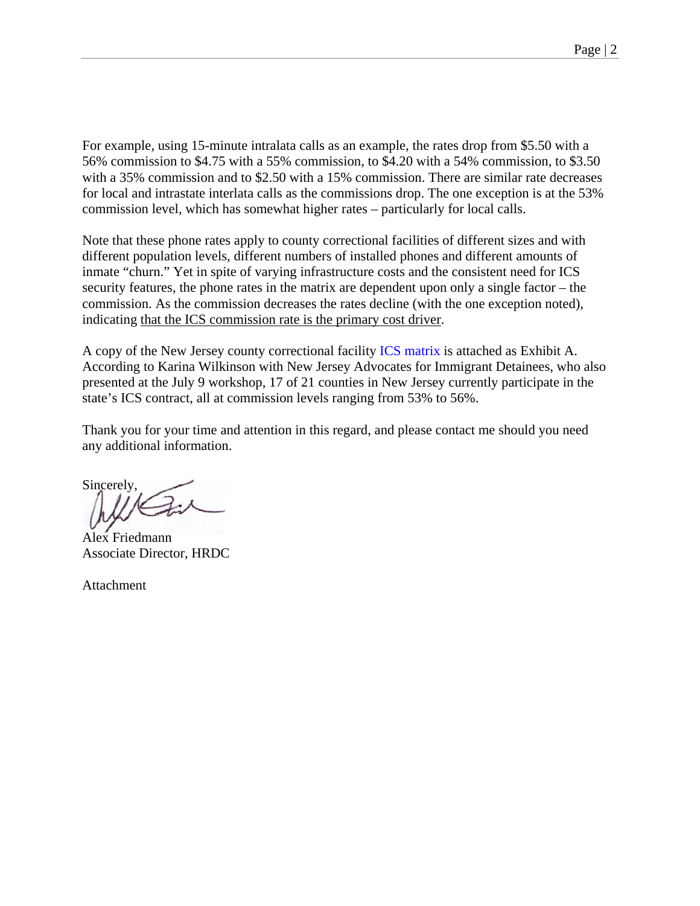For example, using 15-minute intralata calls as an example, the rates drop from $5.50 with a 56% commission to $4.75 with a 55% commission, to $4.20 with a 54% commission, to $3.50 with a 35% commission and to $2.50 with a 15% commission. There are similar rate decreases for local and intrastate interlata calls as the commissions drop. The one exception is at the 53% commission level, which has somewhat higher rates – particularly for local calls.

Note that these phone rates apply to county correctional facilities of different sizes and with different population levels, different numbers of installed phones and different amounts of inmate "churn." Yet in spite of varying infrastructure costs and the consistent need for ICS security features, the phone rates in the matrix are dependent upon only a single factor – the commission. As the commission decreases the rates decline (with the one exception noted), indicating <u>that the ICS commission rate is the primary cost driver</u>.

A copy of the New Jersey county correctional facility ICS matrix is attached as Exhibit A. According to Karina Wilkinson with New Jersey Advocates for Immigrant Detainees, who also presented at the July 9 workshop, 17 of 21 counties in New Jersey currently participate in the state's ICS contract, all at commission levels ranging from 53% to 56%.

Thank you for your time and attention in this regard, and please contact me should you need any additional information.

Sincerely,

Alex Friedmann
Associate Director, HRDC

Attachment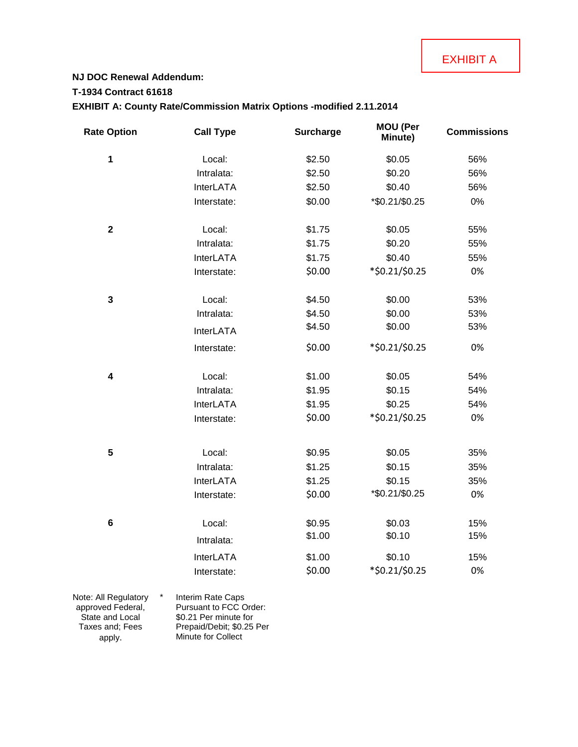EXHIBIT A

**NJ DOC Renewal Addendum:**

**T-1934 Contract 61618**

**EXHIBIT A: County Rate/Commission Matrix Options -modified 2.11.2014**

| Rate Option | Call Type | Surcharge | MOU (Per Minute) | Commissions |
|---|---|---|---|---|
| **1** | Local: | $2.50 | $0.05 | 56% |
| | Intralata: | $2.50 | $0.20 | 56% |
| | InterLATA | $2.50 | $0.40 | 56% |
| | Interstate: | $0.00 | *$0.21/$0.25 | 0% |
| **2** | Local: | $1.75 | $0.05 | 55% |
| | Intralata: | $1.75 | $0.20 | 55% |
| | InterLATA | $1.75 | $0.40 | 55% |
| | Interstate: | $0.00 | *$0.21/$0.25 | 0% |
| **3** | Local: | $4.50 | $0.00 | 53% |
| | Intralata: | $4.50 | $0.00 | 53% |
| | InterLATA | $4.50 | $0.00 | 53% |
| | Interstate: | $0.00 | *$0.21/$0.25 | 0% |
| **4** | Local: | $1.00 | $0.05 | 54% |
| | Intralata: | $1.95 | $0.15 | 54% |
| | InterLATA | $1.95 | $0.25 | 54% |
| | Interstate: | $0.00 | *$0.21/$0.25 | 0% |
| **5** | Local: | $0.95 | $0.05 | 35% |
| | Intralata: | $1.25 | $0.15 | 35% |
| | InterLATA | $1.25 | $0.15 | 35% |
| | Interstate: | $0.00 | *$0.21/$0.25 | 0% |
| **6** | Local: | $0.95 | $0.03 | 15% |
| | Intralata: | $1.00 | $0.10 | 15% |
| | InterLATA | $1.00 | $0.10 | 15% |
| | Interstate: | $0.00 | *$0.21/$0.25 | 0% |

Note: All Regulatory approved Federal, State and Local Taxes and; Fees apply.

* Interim Rate Caps Pursuant to FCC Order: $0.21 Per minute for Prepaid/Debit; $0.25 Per Minute for Collect